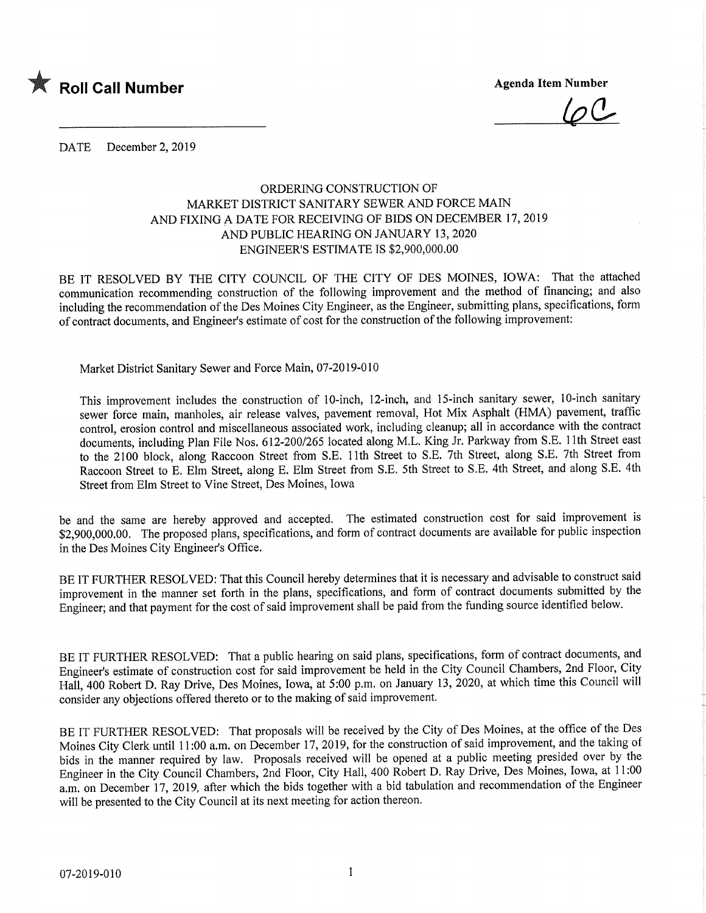★ **Roll Call Number**

**Agenda Item Number**

6C

DATE December 2, 2019

## ORDERING CONSTRUCTION OF MARKET DISTRICT SANITARY SEWER AND FORCE MAIN AND FIXING A DATE FOR RECEIVING OF BIDS ON DECEMBER 17, 2019 AND PUBLIC HEARING ON JANUARY 13, 2020 ENGINEER'S ESTIMATE IS $2,900,000.00

BE IT RESOLVED BY THE CITY COUNCIL OF THE CITY OF DES MOINES, IOWA: That the attached communication recommending construction of the following improvement and the method of financing; and also including the recommendation of the Des Moines City Engineer, as the Engineer, submitting plans, specifications, form of contract documents, and Engineer's estimate of cost for the construction of the following improvement:

Market District Sanitary Sewer and Force Main, 07-2019-010

This improvement includes the construction of 10-inch, 12-inch, and 15-inch sanitary sewer, 10-inch sanitary sewer force main, manholes, air release valves, pavement removal, Hot Mix Asphalt (HMA) pavement, traffic control, erosion control and miscellaneous associated work, including cleanup; all in accordance with the contract documents, including Plan File Nos. 612-200/265 located along M.L. King Jr. Parkway from S.E. 11th Street east to the 2100 block, along Raccoon Street from S.E. 11th Street to S.E. 7th Street, along S.E. 7th Street from Raccoon Street to E. Elm Street, along E. Elm Street from S.E. 5th Street to S.E. 4th Street, and along S.E. 4th Street from Elm Street to Vine Street, Des Moines, Iowa

be and the same are hereby approved and accepted. The estimated construction cost for said improvement is $2,900,000.00. The proposed plans, specifications, and form of contract documents are available for public inspection in the Des Moines City Engineer's Office.

BE IT FURTHER RESOLVED: That this Council hereby determines that it is necessary and advisable to construct said improvement in the manner set forth in the plans, specifications, and form of contract documents submitted by the Engineer; and that payment for the cost of said improvement shall be paid from the funding source identified below.

BE IT FURTHER RESOLVED: That a public hearing on said plans, specifications, form of contract documents, and Engineer's estimate of construction cost for said improvement be held in the City Council Chambers, 2nd Floor, City Hall, 400 Robert D. Ray Drive, Des Moines, Iowa, at 5:00 p.m. on January 13, 2020, at which time this Council will consider any objections offered thereto or to the making of said improvement.

BE IT FURTHER RESOLVED: That proposals will be received by the City of Des Moines, at the office of the Des Moines City Clerk until 11:00 a.m. on December 17, 2019, for the construction of said improvement, and the taking of bids in the manner required by law. Proposals received will be opened at a public meeting presided over by the Engineer in the City Council Chambers, 2nd Floor, City Hall, 400 Robert D. Ray Drive, Des Moines, Iowa, at 11:00 a.m. on December 17, 2019, after which the bids together with a bid tabulation and recommendation of the Engineer will be presented to the City Council at its next meeting for action thereon.

07-2019-010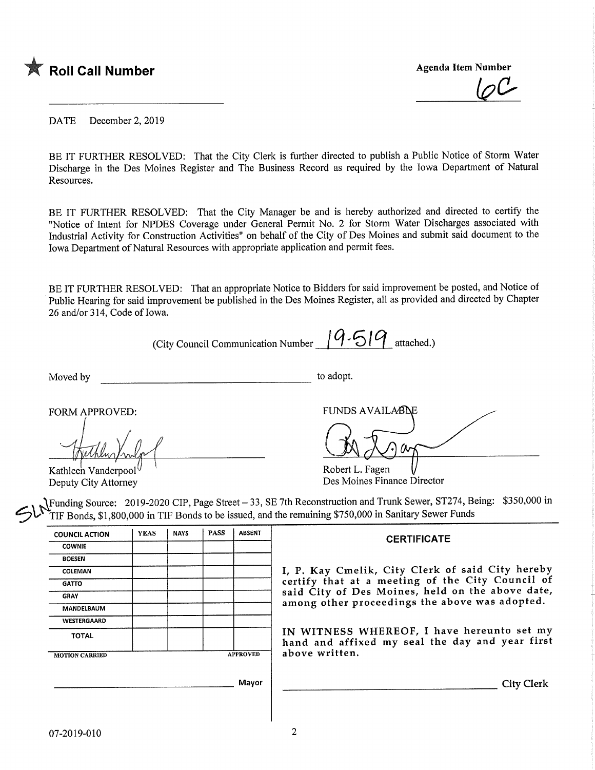★ **Roll Call Number**

**Agenda Item Number**

6C

DATE December 2, 2019

BE IT FURTHER RESOLVED: That the City Clerk is further directed to publish a Public Notice of Storm Water Discharge in the Des Moines Register and The Business Record as required by the Iowa Department of Natural Resources.

BE IT FURTHER RESOLVED: That the City Manager be and is hereby authorized and directed to certify the "Notice of Intent for NPDES Coverage under General Permit No. 2 for Storm Water Discharges associated with Industrial Activity for Construction Activities" on behalf of the City of Des Moines and submit said document to the Iowa Department of Natural Resources with appropriate application and permit fees.

BE IT FURTHER RESOLVED: That an appropriate Notice to Bidders for said improvement be posted, and Notice of Public Hearing for said improvement be published in the Des Moines Register, all as provided and directed by Chapter 26 and/or 314, Code of Iowa.

(City Council Communication Number 19-519 attached.)

Moved by ______________________________ to adopt.

FORM APPROVED:

Kathleen Vanderpool
Deputy City Attorney

FUNDS AVAILABLE

Robert L. Fagen
Des Moines Finance Director

Funding Source: 2019-2020 CIP, Page Street – 33, SE 7th Reconstruction and Trunk Sewer, ST274, Being: $350,000 in TIF Bonds, $1,800,000 in TIF Bonds to be issued, and the remaining $750,000 in Sanitary Sewer Funds

| COUNCIL ACTION | YEAS | NAYS | PASS | ABSENT |
|---|---|---|---|---|
| COWNIE | | | | |
| BOESEN | | | | |
| COLEMAN | | | | |
| GATTO | | | | |
| GRAY | | | | |
| MANDELBAUM | | | | |
| WESTERGAARD | | | | |
| TOTAL | | | | |
| MOTION CARRIED | | | | APPROVED |

______________________________ Mayor

**CERTIFICATE**

I, P. Kay Cmelik, City Clerk of said City hereby certify that at a meeting of the City Council of said City of Des Moines, held on the above date, among other proceedings the above was adopted.

IN WITNESS WHEREOF, I have hereunto set my hand and affixed my seal the day and year first above written.

______________________________ City Clerk

07-2019-010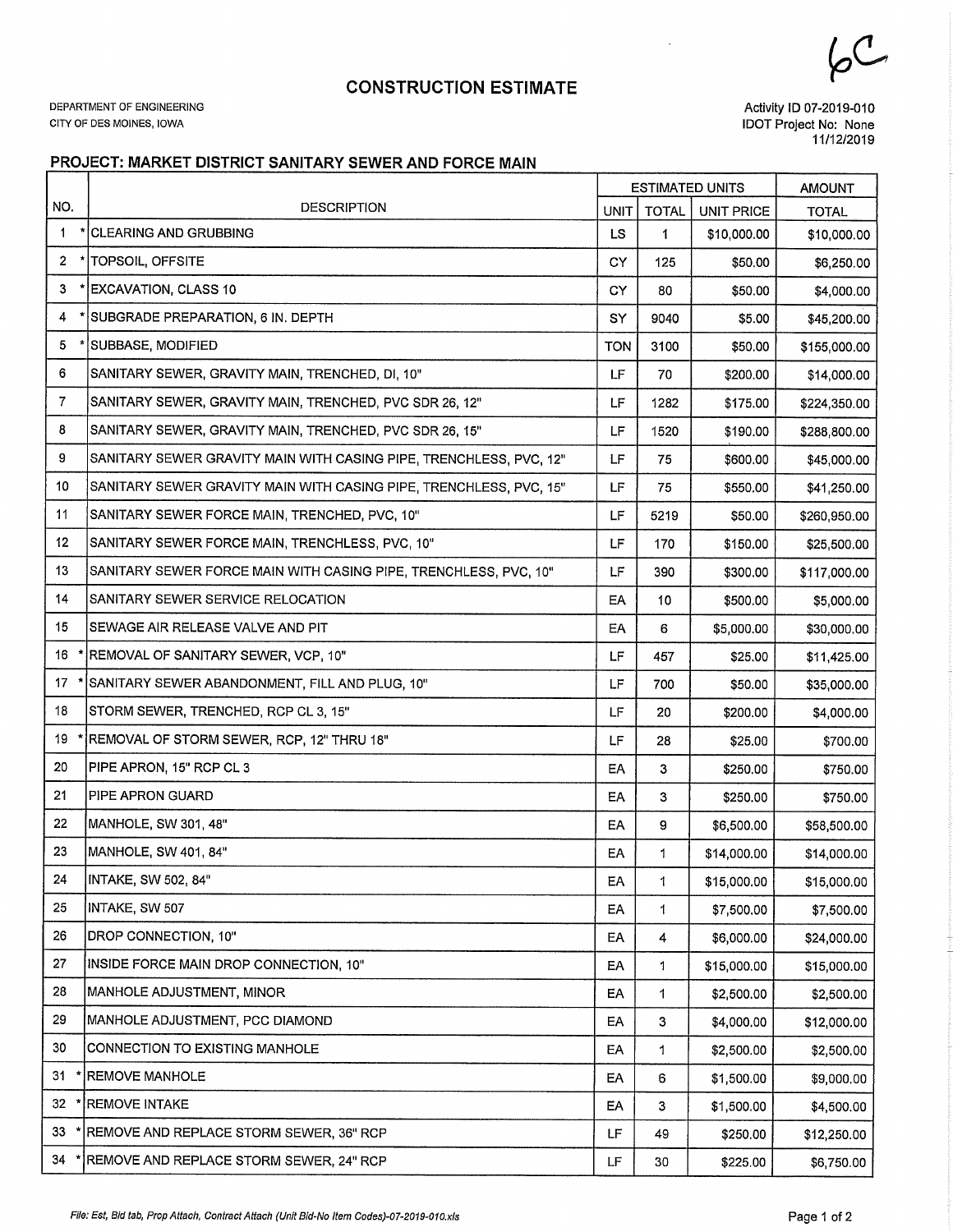6C

# CONSTRUCTION ESTIMATE

DEPARTMENT OF ENGINEERING
CITY OF DES MOINES, IOWA

Activity ID 07-2019-010
IDOT Project No: None
11/12/2019

## PROJECT: MARKET DISTRICT SANITARY SEWER AND FORCE MAIN

| NO. | DESCRIPTION | ESTIMATED UNITS | | | AMOUNT |
|---|---|---|---|---|---|
| | | UNIT | TOTAL | UNIT PRICE | TOTAL |
| 1 * | CLEARING AND GRUBBING | LS | 1 | $10,000.00 | $10,000.00 |
| 2 * | TOPSOIL, OFFSITE | CY | 125 | $50.00 | $6,250.00 |
| 3 * | EXCAVATION, CLASS 10 | CY | 80 | $50.00 | $4,000.00 |
| 4 * | SUBGRADE PREPARATION, 6 IN. DEPTH | SY | 9040 | $5.00 | $45,200.00 |
| 5 * | SUBBASE, MODIFIED | TON | 3100 | $50.00 | $155,000.00 |
| 6 | SANITARY SEWER, GRAVITY MAIN, TRENCHED, DI, 10" | LF | 70 | $200.00 | $14,000.00 |
| 7 | SANITARY SEWER, GRAVITY MAIN, TRENCHED, PVC SDR 26, 12" | LF | 1282 | $175.00 | $224,350.00 |
| 8 | SANITARY SEWER, GRAVITY MAIN, TRENCHED, PVC SDR 26, 15" | LF | 1520 | $190.00 | $288,800.00 |
| 9 | SANITARY SEWER GRAVITY MAIN WITH CASING PIPE, TRENCHLESS, PVC, 12" | LF | 75 | $600.00 | $45,000.00 |
| 10 | SANITARY SEWER GRAVITY MAIN WITH CASING PIPE, TRENCHLESS, PVC, 15" | LF | 75 | $550.00 | $41,250.00 |
| 11 | SANITARY SEWER FORCE MAIN, TRENCHED, PVC, 10" | LF | 5219 | $50.00 | $260,950.00 |
| 12 | SANITARY SEWER FORCE MAIN, TRENCHLESS, PVC, 10" | LF | 170 | $150.00 | $25,500.00 |
| 13 | SANITARY SEWER FORCE MAIN WITH CASING PIPE, TRENCHLESS, PVC, 10" | LF | 390 | $300.00 | $117,000.00 |
| 14 | SANITARY SEWER SERVICE RELOCATION | EA | 10 | $500.00 | $5,000.00 |
| 15 | SEWAGE AIR RELEASE VALVE AND PIT | EA | 6 | $5,000.00 | $30,000.00 |
| 16 * | REMOVAL OF SANITARY SEWER, VCP, 10" | LF | 457 | $25.00 | $11,425.00 |
| 17 * | SANITARY SEWER ABANDONMENT, FILL AND PLUG, 10" | LF | 700 | $50.00 | $35,000.00 |
| 18 | STORM SEWER, TRENCHED, RCP CL 3, 15" | LF | 20 | $200.00 | $4,000.00 |
| 19 * | REMOVAL OF STORM SEWER, RCP, 12" THRU 18" | LF | 28 | $25.00 | $700.00 |
| 20 | PIPE APRON, 15" RCP CL 3 | EA | 3 | $250.00 | $750.00 |
| 21 | PIPE APRON GUARD | EA | 3 | $250.00 | $750.00 |
| 22 | MANHOLE, SW 301, 48" | EA | 9 | $6,500.00 | $58,500.00 |
| 23 | MANHOLE, SW 401, 84" | EA | 1 | $14,000.00 | $14,000.00 |
| 24 | INTAKE, SW 502, 84" | EA | 1 | $15,000.00 | $15,000.00 |
| 25 | INTAKE, SW 507 | EA | 1 | $7,500.00 | $7,500.00 |
| 26 | DROP CONNECTION, 10" | EA | 4 | $6,000.00 | $24,000.00 |
| 27 | INSIDE FORCE MAIN DROP CONNECTION, 10" | EA | 1 | $15,000.00 | $15,000.00 |
| 28 | MANHOLE ADJUSTMENT, MINOR | EA | 1 | $2,500.00 | $2,500.00 |
| 29 | MANHOLE ADJUSTMENT, PCC DIAMOND | EA | 3 | $4,000.00 | $12,000.00 |
| 30 | CONNECTION TO EXISTING MANHOLE | EA | 1 | $2,500.00 | $2,500.00 |
| 31 * | REMOVE MANHOLE | EA | 6 | $1,500.00 | $9,000.00 |
| 32 * | REMOVE INTAKE | EA | 3 | $1,500.00 | $4,500.00 |
| 33 * | REMOVE AND REPLACE STORM SEWER, 36" RCP | LF | 49 | $250.00 | $12,250.00 |
| 34 * | REMOVE AND REPLACE STORM SEWER, 24" RCP | LF | 30 | $225.00 | $6,750.00 |

*File: Est, Bid tab, Prop Attach, Contract Attach (Unit Bid-No Item Codes)-07-2019-010.xls*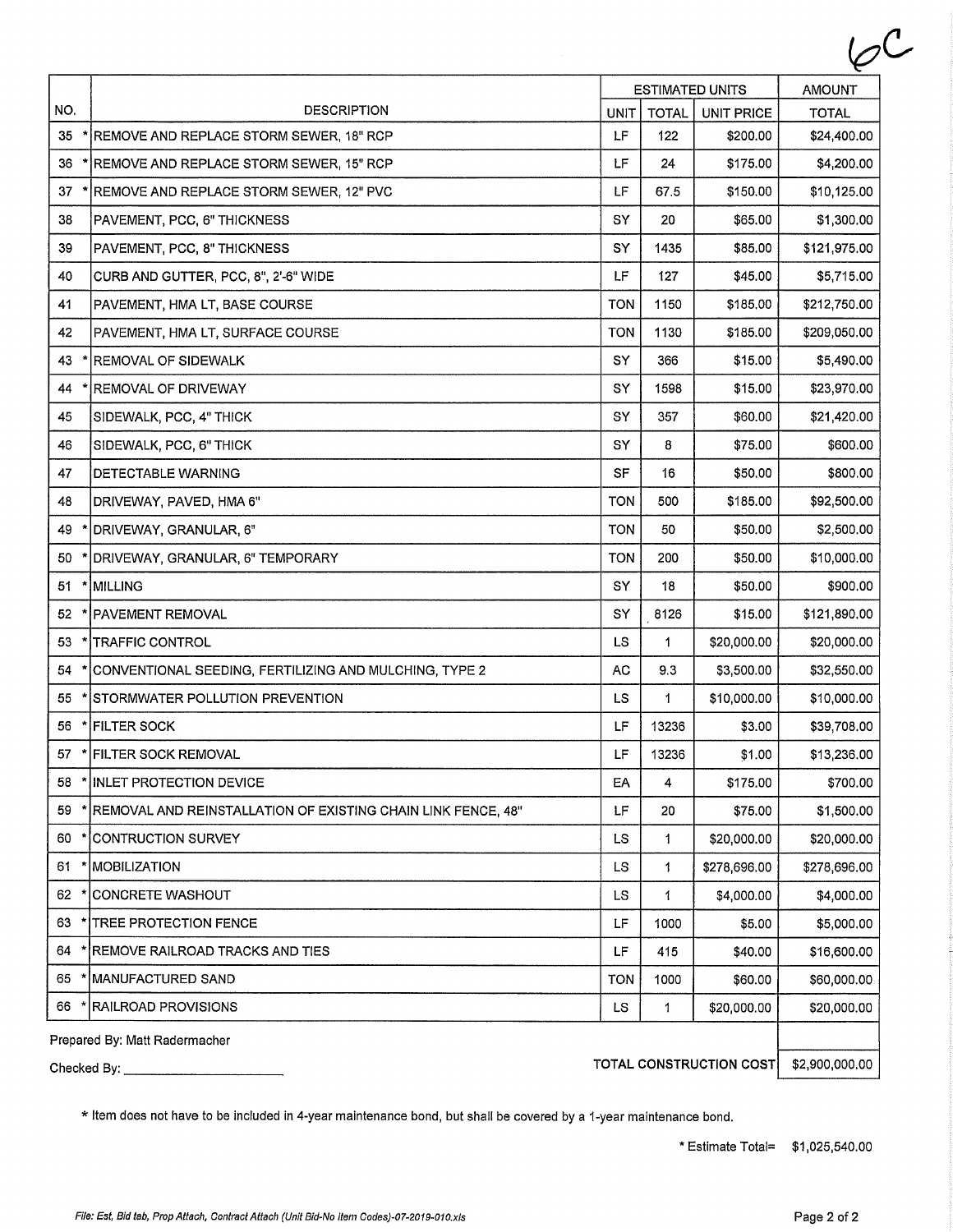6C

| NO. | DESCRIPTION | ESTIMATED UNITS | | | AMOUNT |
|---|---|---|---|---|---|
| | | UNIT | TOTAL | UNIT PRICE | TOTAL |
| 35 * | REMOVE AND REPLACE STORM SEWER, 18" RCP | LF | 122 | $200.00 | $24,400.00 |
| 36 * | REMOVE AND REPLACE STORM SEWER, 15" RCP | LF | 24 | $175.00 | $4,200.00 |
| 37 * | REMOVE AND REPLACE STORM SEWER, 12" PVC | LF | 67.5 | $150.00 | $10,125.00 |
| 38 | PAVEMENT, PCC, 6" THICKNESS | SY | 20 | $65.00 | $1,300.00 |
| 39 | PAVEMENT, PCC, 8" THICKNESS | SY | 1435 | $85.00 | $121,975.00 |
| 40 | CURB AND GUTTER, PCC, 8", 2'-6" WIDE | LF | 127 | $45.00 | $5,715.00 |
| 41 | PAVEMENT, HMA LT, BASE COURSE | TON | 1150 | $185.00 | $212,750.00 |
| 42 | PAVEMENT, HMA LT, SURFACE COURSE | TON | 1130 | $185.00 | $209,050.00 |
| 43 * | REMOVAL OF SIDEWALK | SY | 366 | $15.00 | $5,490.00 |
| 44 * | REMOVAL OF DRIVEWAY | SY | 1598 | $15.00 | $23,970.00 |
| 45 | SIDEWALK, PCC, 4" THICK | SY | 357 | $60.00 | $21,420.00 |
| 46 | SIDEWALK, PCC, 6" THICK | SY | 8 | $75.00 | $600.00 |
| 47 | DETECTABLE WARNING | SF | 16 | $50.00 | $800.00 |
| 48 | DRIVEWAY, PAVED, HMA 6" | TON | 500 | $185.00 | $92,500.00 |
| 49 * | DRIVEWAY, GRANULAR, 6" | TON | 50 | $50.00 | $2,500.00 |
| 50 * | DRIVEWAY, GRANULAR, 6" TEMPORARY | TON | 200 | $50.00 | $10,000.00 |
| 51 * | MILLING | SY | 18 | $50.00 | $900.00 |
| 52 * | PAVEMENT REMOVAL | SY | 8126 | $15.00 | $121,890.00 |
| 53 * | TRAFFIC CONTROL | LS | 1 | $20,000.00 | $20,000.00 |
| 54 * | CONVENTIONAL SEEDING, FERTILIZING AND MULCHING, TYPE 2 | AC | 9.3 | $3,500.00 | $32,550.00 |
| 55 * | STORMWATER POLLUTION PREVENTION | LS | 1 | $10,000.00 | $10,000.00 |
| 56 * | FILTER SOCK | LF | 13236 | $3.00 | $39,708.00 |
| 57 * | FILTER SOCK REMOVAL | LF | 13236 | $1.00 | $13,236.00 |
| 58 * | INLET PROTECTION DEVICE | EA | 4 | $175.00 | $700.00 |
| 59 * | REMOVAL AND REINSTALLATION OF EXISTING CHAIN LINK FENCE, 48" | LF | 20 | $75.00 | $1,500.00 |
| 60 * | CONTRUCTION SURVEY | LS | 1 | $20,000.00 | $20,000.00 |
| 61 * | MOBILIZATION | LS | 1 | $278,696.00 | $278,696.00 |
| 62 * | CONCRETE WASHOUT | LS | 1 | $4,000.00 | $4,000.00 |
| 63 * | TREE PROTECTION FENCE | LF | 1000 | $5.00 | $5,000.00 |
| 64 * | REMOVE RAILROAD TRACKS AND TIES | LF | 415 | $40.00 | $16,600.00 |
| 65 * | MANUFACTURED SAND | TON | 1000 | $60.00 | $60,000.00 |
| 66 * | RAILROAD PROVISIONS | LS | 1 | $20,000.00 | $20,000.00 |
| | | | | TOTAL CONSTRUCTION COST | $2,900,000.00 |

Prepared By: Matt Radermacher

Checked By: ______________________

* Item does not have to be included in 4-year maintenance bond, but shall be covered by a 1-year maintenance bond.

* Estimate Total= $1,025,540.00

*File: Est, Bid tab, Prop Attach, Contract Attach (Unit Bid-No Item Codes)-07-2019-010.xls*